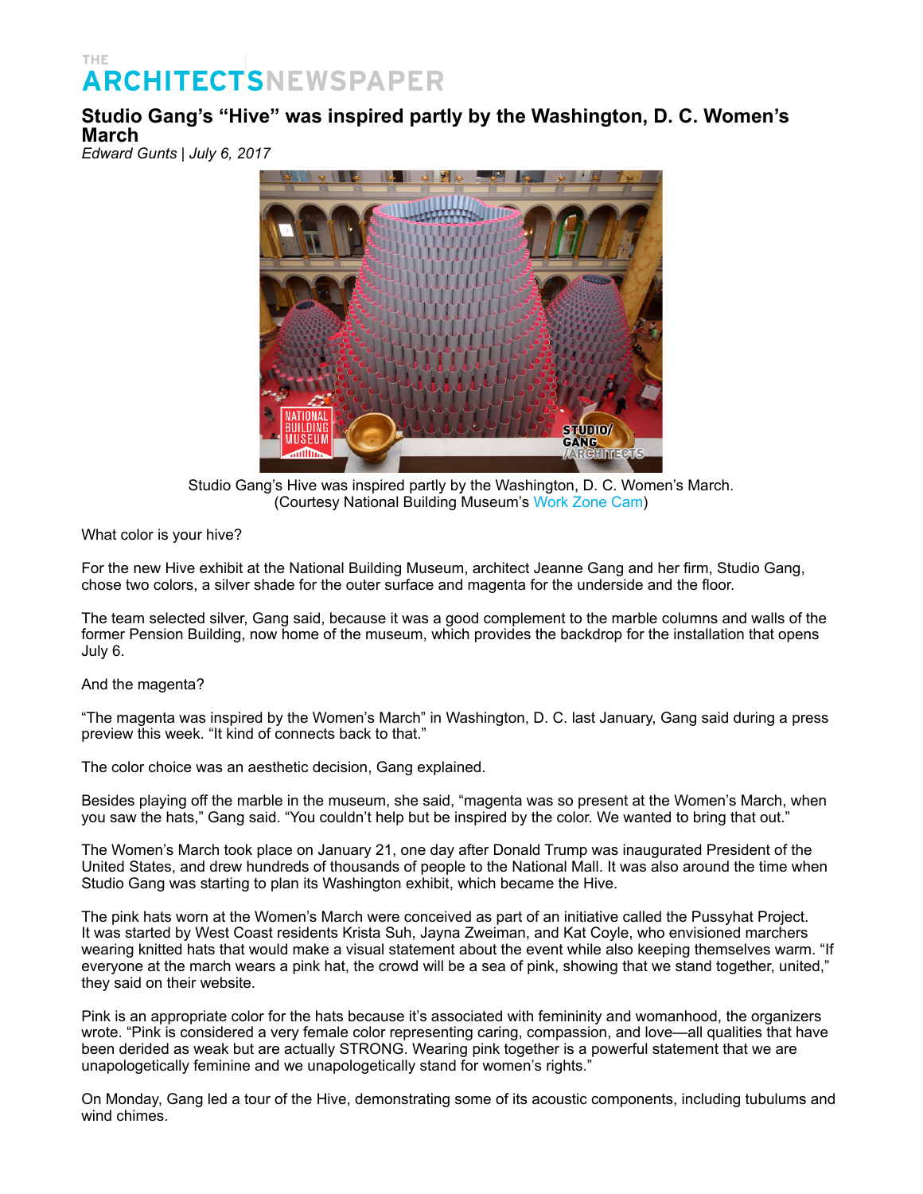THE ARCHITECTSNEWSPAPER

# Studio Gang's "Hive" was inspired partly by the Washington, D. C. Women's March

*Edward Gunts | July 6, 2017*

Studio Gang's Hive was inspired partly by the Washington, D. C. Women's March. (Courtesy National Building Museum's Work Zone Cam)

What color is your hive?

For the new Hive exhibit at the National Building Museum, architect Jeanne Gang and her firm, Studio Gang, chose two colors, a silver shade for the outer surface and magenta for the underside and the floor.

The team selected silver, Gang said, because it was a good complement to the marble columns and walls of the former Pension Building, now home of the museum, which provides the backdrop for the installation that opens July 6.

And the magenta?

"The magenta was inspired by the Women's March" in Washington, D. C. last January, Gang said during a press preview this week. "It kind of connects back to that."

The color choice was an aesthetic decision, Gang explained.

Besides playing off the marble in the museum, she said, "magenta was so present at the Women's March, when you saw the hats," Gang said. "You couldn't help but be inspired by the color. We wanted to bring that out."

The Women's March took place on January 21, one day after Donald Trump was inaugurated President of the United States, and drew hundreds of thousands of people to the National Mall. It was also around the time when Studio Gang was starting to plan its Washington exhibit, which became the Hive.

The pink hats worn at the Women's March were conceived as part of an initiative called the Pussyhat Project. It was started by West Coast residents Krista Suh, Jayna Zweiman, and Kat Coyle, who envisioned marchers wearing knitted hats that would make a visual statement about the event while also keeping themselves warm. "If everyone at the march wears a pink hat, the crowd will be a sea of pink, showing that we stand together, united," they said on their website.

Pink is an appropriate color for the hats because it's associated with femininity and womanhood, the organizers wrote. "Pink is considered a very female color representing caring, compassion, and love—all qualities that have been derided as weak but are actually STRONG. Wearing pink together is a powerful statement that we are unapologetically feminine and we unapologetically stand for women's rights."

On Monday, Gang led a tour of the Hive, demonstrating some of its acoustic components, including tubulums and wind chimes.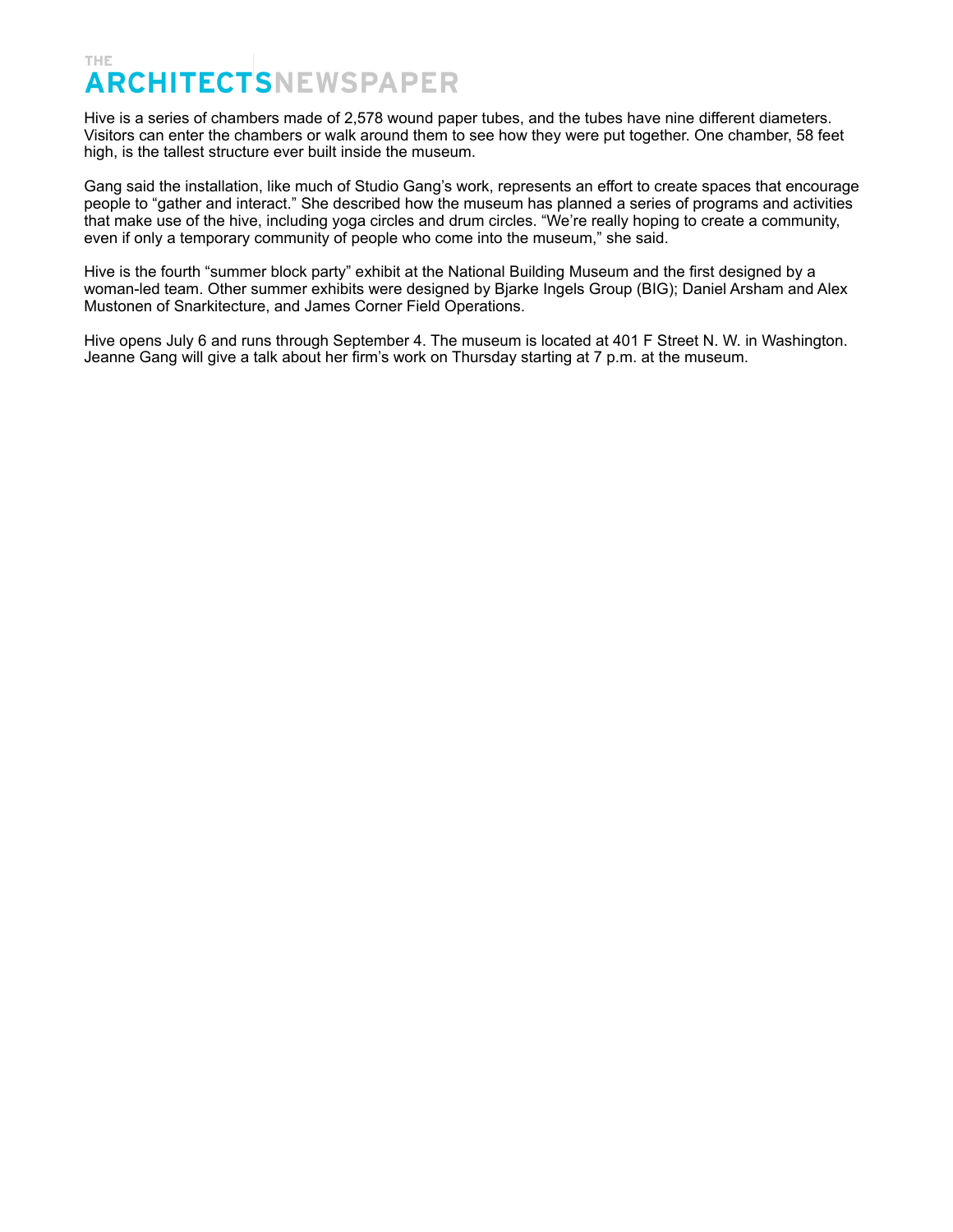Hive is a series of chambers made of 2,578 wound paper tubes, and the tubes have nine different diameters. Visitors can enter the chambers or walk around them to see how they were put together. One chamber, 58 feet high, is the tallest structure ever built inside the museum.

Gang said the installation, like much of Studio Gang's work, represents an effort to create spaces that encourage people to "gather and interact." She described how the museum has planned a series of programs and activities that make use of the hive, including yoga circles and drum circles. "We're really hoping to create a community, even if only a temporary community of people who come into the museum," she said.

Hive is the fourth "summer block party" exhibit at the National Building Museum and the first designed by a woman-led team. Other summer exhibits were designed by Bjarke Ingels Group (BIG); Daniel Arsham and Alex Mustonen of Snarkitecture, and James Corner Field Operations.

Hive opens July 6 and runs through September 4. The museum is located at 401 F Street N. W. in Washington. Jeanne Gang will give a talk about her firm's work on Thursday starting at 7 p.m. at the museum.